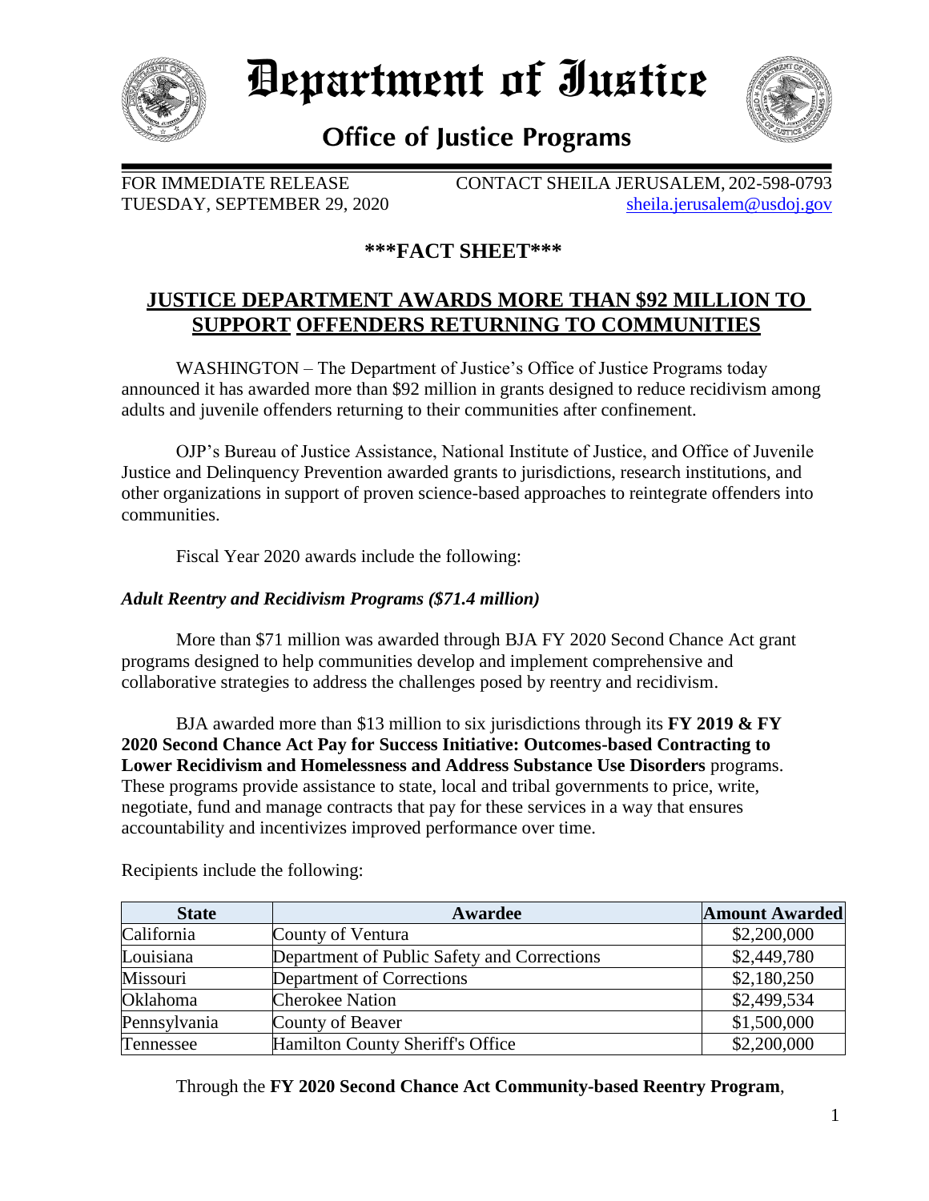# Department of Justice

## Office of Justice Programs

FOR IMMEDIATE RELEASE
TUESDAY, SEPTEMBER 29, 2020

CONTACT SHEILA JERUSALEM, 202-598-0793
sheila.jerusalem@usdoj.gov

**\*\*\*FACT SHEET\*\*\***

## JUSTICE DEPARTMENT AWARDS MORE THAN $92 MILLION TO SUPPORT OFFENDERS RETURNING TO COMMUNITIES

WASHINGTON – The Department of Justice's Office of Justice Programs today announced it has awarded more than $92 million in grants designed to reduce recidivism among adults and juvenile offenders returning to their communities after confinement.

OJP's Bureau of Justice Assistance, National Institute of Justice, and Office of Juvenile Justice and Delinquency Prevention awarded grants to jurisdictions, research institutions, and other organizations in support of proven science-based approaches to reintegrate offenders into communities.

Fiscal Year 2020 awards include the following:

***Adult Reentry and Recidivism Programs ($71.4 million)***

More than $71 million was awarded through BJA FY 2020 Second Chance Act grant programs designed to help communities develop and implement comprehensive and collaborative strategies to address the challenges posed by reentry and recidivism.

BJA awarded more than $13 million to six jurisdictions through its **FY 2019 & FY 2020 Second Chance Act Pay for Success Initiative: Outcomes-based Contracting to Lower Recidivism and Homelessness and Address Substance Use Disorders** programs. These programs provide assistance to state, local and tribal governments to price, write, negotiate, fund and manage contracts that pay for these services in a way that ensures accountability and incentivizes improved performance over time.

Recipients include the following:

| State | Awardee | Amount Awarded |
|---|---|---|
| California | County of Ventura | $2,200,000 |
| Louisiana | Department of Public Safety and Corrections | $2,449,780 |
| Missouri | Department of Corrections | $2,180,250 |
| Oklahoma | Cherokee Nation | $2,499,534 |
| Pennsylvania | County of Beaver | $1,500,000 |
| Tennessee | Hamilton County Sheriff's Office | $2,200,000 |

Through the **FY 2020 Second Chance Act Community-based Reentry Program**,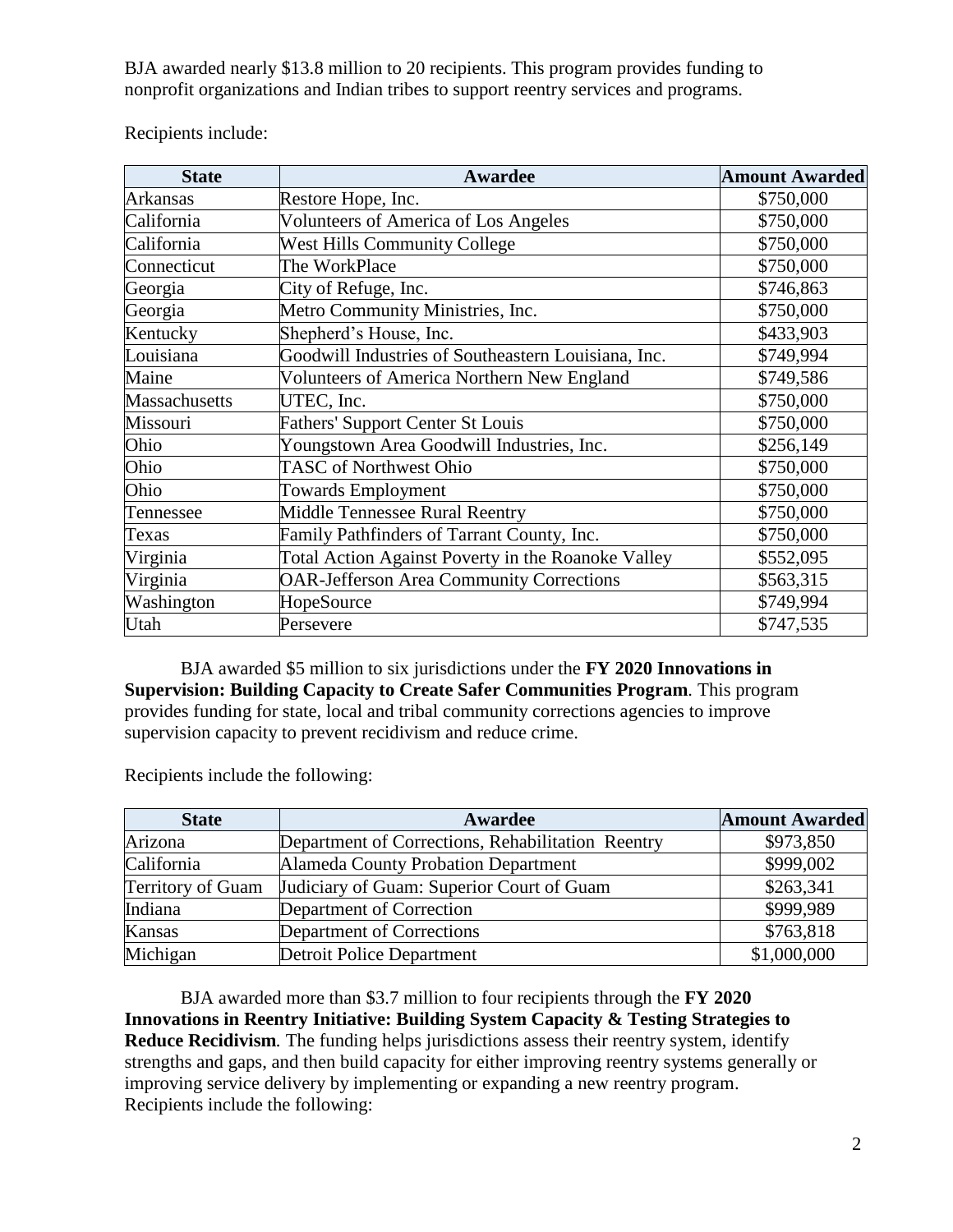BJA awarded nearly $13.8 million to 20 recipients. This program provides funding to nonprofit organizations and Indian tribes to support reentry services and programs.

Recipients include:

| State | Awardee | Amount Awarded |
|---|---|---|
| Arkansas | Restore Hope, Inc. | $750,000 |
| California | Volunteers of America of Los Angeles | $750,000 |
| California | West Hills Community College | $750,000 |
| Connecticut | The WorkPlace | $750,000 |
| Georgia | City of Refuge, Inc. | $746,863 |
| Georgia | Metro Community Ministries, Inc. | $750,000 |
| Kentucky | Shepherd's House, Inc. | $433,903 |
| Louisiana | Goodwill Industries of Southeastern Louisiana, Inc. | $749,994 |
| Maine | Volunteers of America Northern New England | $749,586 |
| Massachusetts | UTEC, Inc. | $750,000 |
| Missouri | Fathers' Support Center St Louis | $750,000 |
| Ohio | Youngstown Area Goodwill Industries, Inc. | $256,149 |
| Ohio | TASC of Northwest Ohio | $750,000 |
| Ohio | Towards Employment | $750,000 |
| Tennessee | Middle Tennessee Rural Reentry | $750,000 |
| Texas | Family Pathfinders of Tarrant County, Inc. | $750,000 |
| Virginia | Total Action Against Poverty in the Roanoke Valley | $552,095 |
| Virginia | OAR-Jefferson Area Community Corrections | $563,315 |
| Washington | HopeSource | $749,994 |
| Utah | Persevere | $747,535 |

BJA awarded $5 million to six jurisdictions under the **FY 2020 Innovations in Supervision: Building Capacity to Create Safer Communities Program**. This program provides funding for state, local and tribal community corrections agencies to improve supervision capacity to prevent recidivism and reduce crime.

Recipients include the following:

| State | Awardee | Amount Awarded |
|---|---|---|
| Arizona | Department of Corrections, Rehabilitation Reentry | $973,850 |
| California | Alameda County Probation Department | $999,002 |
| Territory of Guam | Judiciary of Guam: Superior Court of Guam | $263,341 |
| Indiana | Department of Correction | $999,989 |
| Kansas | Department of Corrections | $763,818 |
| Michigan | Detroit Police Department | $1,000,000 |

BJA awarded more than $3.7 million to four recipients through the **FY 2020 Innovations in Reentry Initiative: Building System Capacity & Testing Strategies to Reduce Recidivism**. The funding helps jurisdictions assess their reentry system, identify strengths and gaps, and then build capacity for either improving reentry systems generally or improving service delivery by implementing or expanding a new reentry program. Recipients include the following: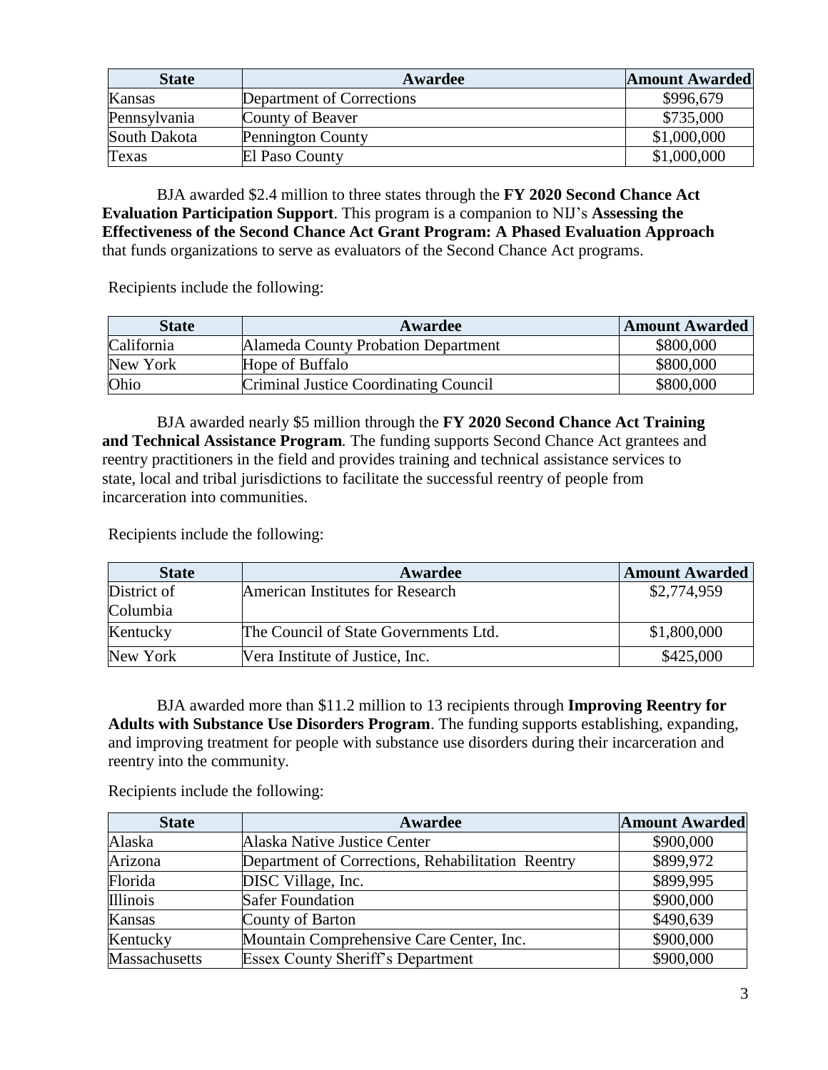| State | Awardee | Amount Awarded |
| --- | --- | --- |
| Kansas | Department of Corrections | $996,679 |
| Pennsylvania | County of Beaver | $735,000 |
| South Dakota | Pennington County | $1,000,000 |
| Texas | El Paso County | $1,000,000 |

BJA awarded $2.4 million to three states through the **FY 2020 Second Chance Act Evaluation Participation Support**. This program is a companion to NIJ's **Assessing the Effectiveness of the Second Chance Act Grant Program: A Phased Evaluation Approach** that funds organizations to serve as evaluators of the Second Chance Act programs.

Recipients include the following:

| State | Awardee | Amount Awarded |
| --- | --- | --- |
| California | Alameda County Probation Department | $800,000 |
| New York | Hope of Buffalo | $800,000 |
| Ohio | Criminal Justice Coordinating Council | $800,000 |

BJA awarded nearly $5 million through the **FY 2020 Second Chance Act Training and Technical Assistance Program**. The funding supports Second Chance Act grantees and reentry practitioners in the field and provides training and technical assistance services to state, local and tribal jurisdictions to facilitate the successful reentry of people from incarceration into communities.

Recipients include the following:

| State | Awardee | Amount Awarded |
| --- | --- | --- |
| District of Columbia | American Institutes for Research | $2,774,959 |
| Kentucky | The Council of State Governments Ltd. | $1,800,000 |
| New York | Vera Institute of Justice, Inc. | $425,000 |

BJA awarded more than $11.2 million to 13 recipients through **Improving Reentry for Adults with Substance Use Disorders Program**. The funding supports establishing, expanding, and improving treatment for people with substance use disorders during their incarceration and reentry into the community.

Recipients include the following:

| State | Awardee | Amount Awarded |
| --- | --- | --- |
| Alaska | Alaska Native Justice Center | $900,000 |
| Arizona | Department of Corrections, Rehabilitation Reentry | $899,972 |
| Florida | DISC Village, Inc. | $899,995 |
| Illinois | Safer Foundation | $900,000 |
| Kansas | County of Barton | $490,639 |
| Kentucky | Mountain Comprehensive Care Center, Inc. | $900,000 |
| Massachusetts | Essex County Sheriff's Department | $900,000 |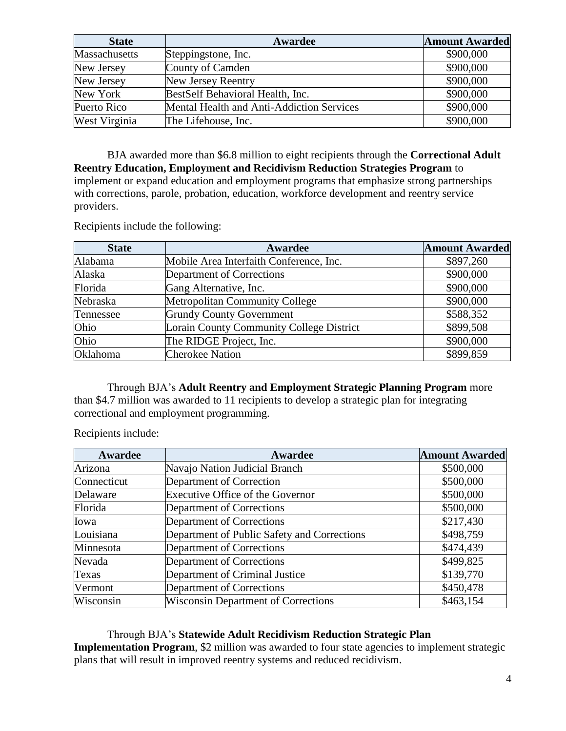| State | Awardee | Amount Awarded |
|---|---|---|
| Massachusetts | Steppingstone, Inc. | $900,000 |
| New Jersey | County of Camden | $900,000 |
| New Jersey | New Jersey Reentry | $900,000 |
| New York | BestSelf Behavioral Health, Inc. | $900,000 |
| Puerto Rico | Mental Health and Anti-Addiction Services | $900,000 |
| West Virginia | The Lifehouse, Inc. | $900,000 |

BJA awarded more than $6.8 million to eight recipients through the **Correctional Adult Reentry Education, Employment and Recidivism Reduction Strategies Program** to implement or expand education and employment programs that emphasize strong partnerships with corrections, parole, probation, education, workforce development and reentry service providers.

Recipients include the following:

| State | Awardee | Amount Awarded |
|---|---|---|
| Alabama | Mobile Area Interfaith Conference, Inc. | $897,260 |
| Alaska | Department of Corrections | $900,000 |
| Florida | Gang Alternative, Inc. | $900,000 |
| Nebraska | Metropolitan Community College | $900,000 |
| Tennessee | Grundy County Government | $588,352 |
| Ohio | Lorain County Community College District | $899,508 |
| Ohio | The RIDGE Project, Inc. | $900,000 |
| Oklahoma | Cherokee Nation | $899,859 |

Through BJA's **Adult Reentry and Employment Strategic Planning Program** more than $4.7 million was awarded to 11 recipients to develop a strategic plan for integrating correctional and employment programming.

Recipients include:

| Awardee | Awardee | Amount Awarded |
|---|---|---|
| Arizona | Navajo Nation Judicial Branch | $500,000 |
| Connecticut | Department of Correction | $500,000 |
| Delaware | Executive Office of the Governor | $500,000 |
| Florida | Department of Corrections | $500,000 |
| Iowa | Department of Corrections | $217,430 |
| Louisiana | Department of Public Safety and Corrections | $498,759 |
| Minnesota | Department of Corrections | $474,439 |
| Nevada | Department of Corrections | $499,825 |
| Texas | Department of Criminal Justice | $139,770 |
| Vermont | Department of Corrections | $450,478 |
| Wisconsin | Wisconsin Department of Corrections | $463,154 |

Through BJA's **Statewide Adult Recidivism Reduction Strategic Plan Implementation Program**, $2 million was awarded to four state agencies to implement strategic plans that will result in improved reentry systems and reduced recidivism.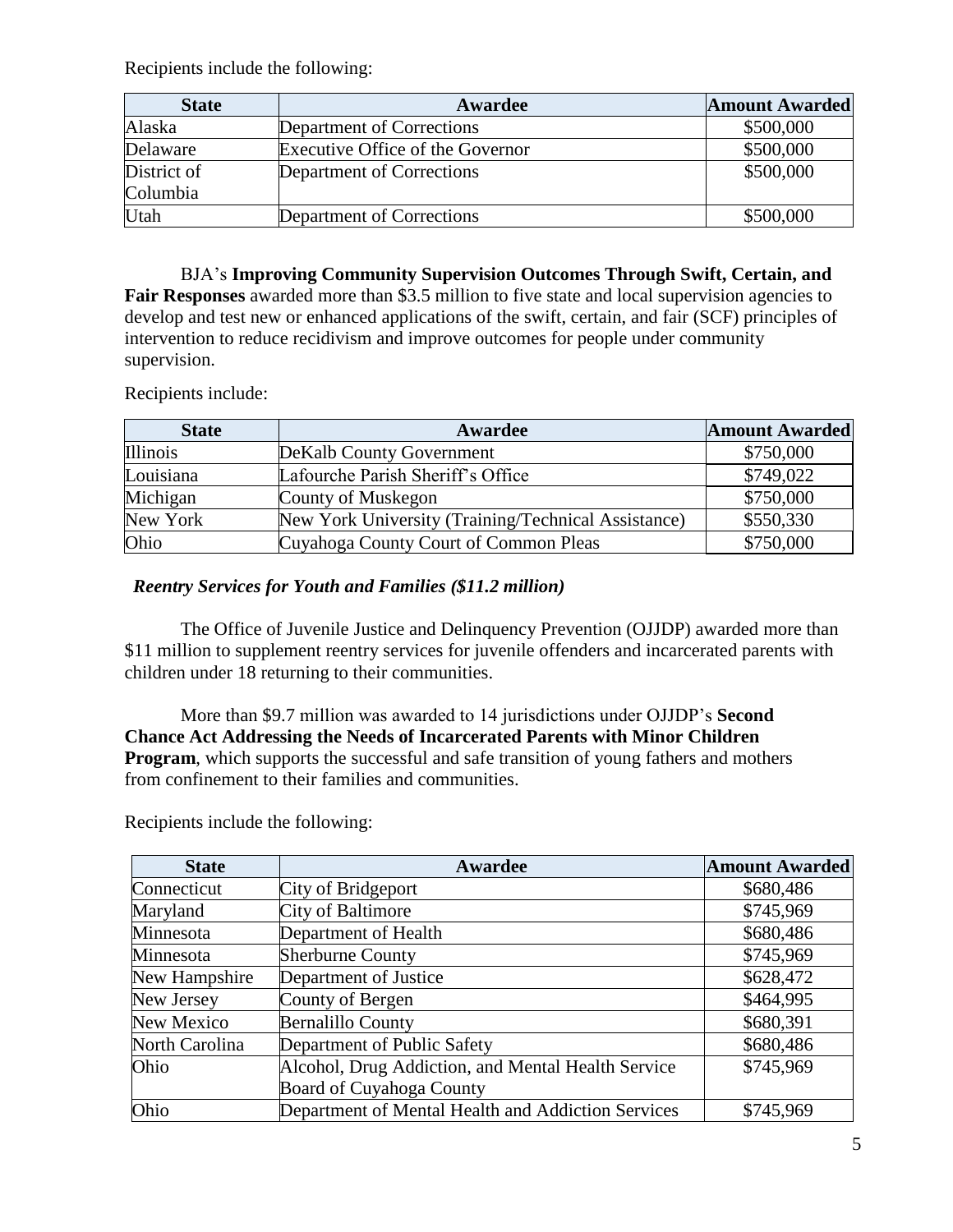Recipients include the following:

| State | Awardee | Amount Awarded |
|---|---|---|
| Alaska | Department of Corrections | $500,000 |
| Delaware | Executive Office of the Governor | $500,000 |
| District of Columbia | Department of Corrections | $500,000 |
| Utah | Department of Corrections | $500,000 |

BJA's **Improving Community Supervision Outcomes Through Swift, Certain, and Fair Responses** awarded more than $3.5 million to five state and local supervision agencies to develop and test new or enhanced applications of the swift, certain, and fair (SCF) principles of intervention to reduce recidivism and improve outcomes for people under community supervision.

Recipients include:

| State | Awardee | Amount Awarded |
|---|---|---|
| Illinois | DeKalb County Government | $750,000 |
| Louisiana | Lafourche Parish Sheriff's Office | $749,022 |
| Michigan | County of Muskegon | $750,000 |
| New York | New York University (Training/Technical Assistance) | $550,330 |
| Ohio | Cuyahoga County Court of Common Pleas | $750,000 |

***Reentry Services for Youth and Families ($11.2 million)***

The Office of Juvenile Justice and Delinquency Prevention (OJJDP) awarded more than $11 million to supplement reentry services for juvenile offenders and incarcerated parents with children under 18 returning to their communities.

More than $9.7 million was awarded to 14 jurisdictions under OJJDP's **Second Chance Act Addressing the Needs of Incarcerated Parents with Minor Children Program**, which supports the successful and safe transition of young fathers and mothers from confinement to their families and communities.

Recipients include the following:

| State | Awardee | Amount Awarded |
|---|---|---|
| Connecticut | City of Bridgeport | $680,486 |
| Maryland | City of Baltimore | $745,969 |
| Minnesota | Department of Health | $680,486 |
| Minnesota | Sherburne County | $745,969 |
| New Hampshire | Department of Justice | $628,472 |
| New Jersey | County of Bergen | $464,995 |
| New Mexico | Bernalillo County | $680,391 |
| North Carolina | Department of Public Safety | $680,486 |
| Ohio | Alcohol, Drug Addiction, and Mental Health Service Board of Cuyahoga County | $745,969 |
| Ohio | Department of Mental Health and Addiction Services | $745,969 |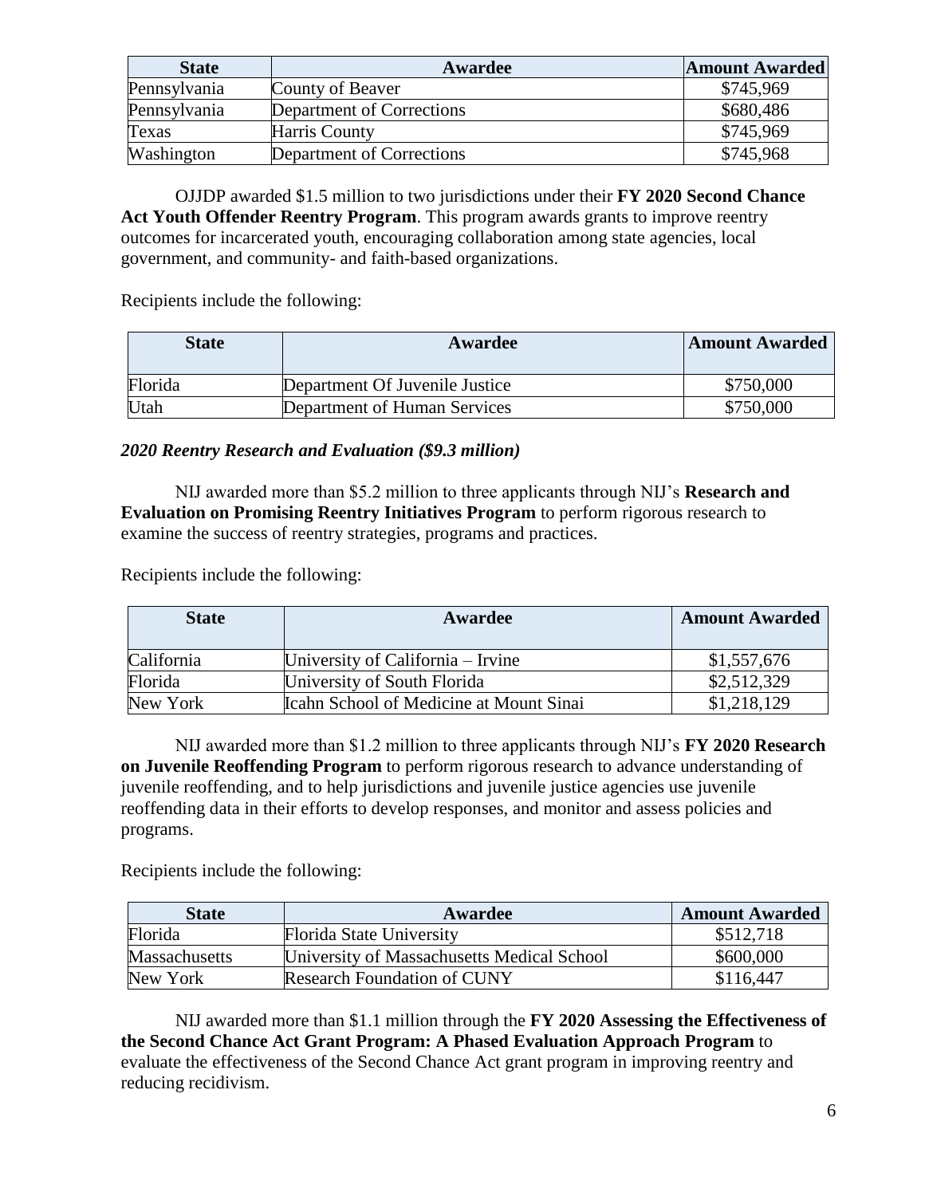| State | Awardee | Amount Awarded |
|---|---|---|
| Pennsylvania | County of Beaver | $745,969 |
| Pennsylvania | Department of Corrections | $680,486 |
| Texas | Harris County | $745,969 |
| Washington | Department of Corrections | $745,968 |

OJJDP awarded $1.5 million to two jurisdictions under their **FY 2020 Second Chance Act Youth Offender Reentry Program**. This program awards grants to improve reentry outcomes for incarcerated youth, encouraging collaboration among state agencies, local government, and community- and faith-based organizations.

Recipients include the following:

| State | Awardee | Amount Awarded |
|---|---|---|
| Florida | Department Of Juvenile Justice | $750,000 |
| Utah | Department of Human Services | $750,000 |

***2020 Reentry Research and Evaluation ($9.3 million)***

NIJ awarded more than $5.2 million to three applicants through NIJ's **Research and Evaluation on Promising Reentry Initiatives Program** to perform rigorous research to examine the success of reentry strategies, programs and practices.

Recipients include the following:

| State | Awardee | Amount Awarded |
|---|---|---|
| California | University of California – Irvine | $1,557,676 |
| Florida | University of South Florida | $2,512,329 |
| New York | Icahn School of Medicine at Mount Sinai | $1,218,129 |

NIJ awarded more than $1.2 million to three applicants through NIJ's **FY 2020 Research on Juvenile Reoffending Program** to perform rigorous research to advance understanding of juvenile reoffending, and to help jurisdictions and juvenile justice agencies use juvenile reoffending data in their efforts to develop responses, and monitor and assess policies and programs.

Recipients include the following:

| State | Awardee | Amount Awarded |
|---|---|---|
| Florida | Florida State University | $512,718 |
| Massachusetts | University of Massachusetts Medical School | $600,000 |
| New York | Research Foundation of CUNY | $116,447 |

NIJ awarded more than $1.1 million through the **FY 2020 Assessing the Effectiveness of the Second Chance Act Grant Program: A Phased Evaluation Approach Program** to evaluate the effectiveness of the Second Chance Act grant program in improving reentry and reducing recidivism.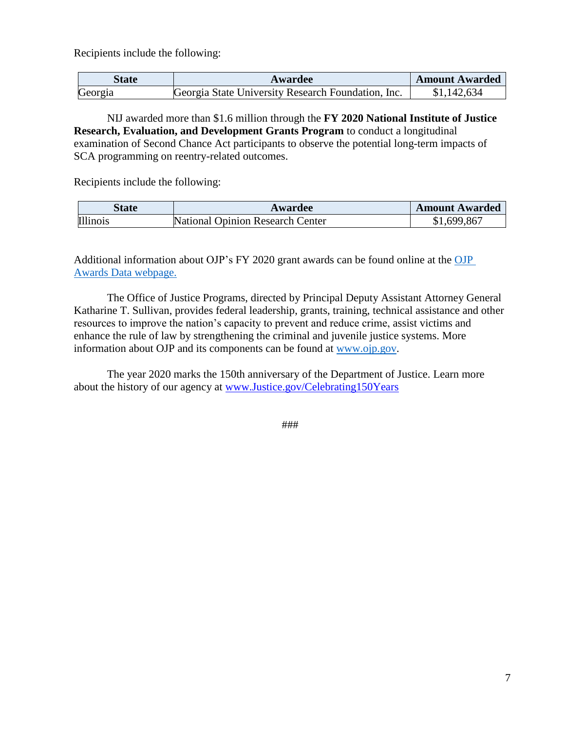Recipients include the following:

| State | Awardee | Amount Awarded |
|---|---|---|
| Georgia | Georgia State University Research Foundation, Inc. | $1,142,634 |

NIJ awarded more than $1.6 million through the **FY 2020 National Institute of Justice Research, Evaluation, and Development Grants Program** to conduct a longitudinal examination of Second Chance Act participants to observe the potential long-term impacts of SCA programming on reentry-related outcomes.

Recipients include the following:

| State | Awardee | Amount Awarded |
|---|---|---|
| Illinois | National Opinion Research Center | $1,699,867 |

Additional information about OJP's FY 2020 grant awards can be found online at the [OJP Awards Data webpage.]()

The Office of Justice Programs, directed by Principal Deputy Assistant Attorney General Katharine T. Sullivan, provides federal leadership, grants, training, technical assistance and other resources to improve the nation's capacity to prevent and reduce crime, assist victims and enhance the rule of law by strengthening the criminal and juvenile justice systems. More information about OJP and its components can be found at [www.ojp.gov](http://www.ojp.gov).

The year 2020 marks the 150th anniversary of the Department of Justice. Learn more about the history of our agency at [www.Justice.gov/Celebrating150Years](http://www.Justice.gov/Celebrating150Years)

###